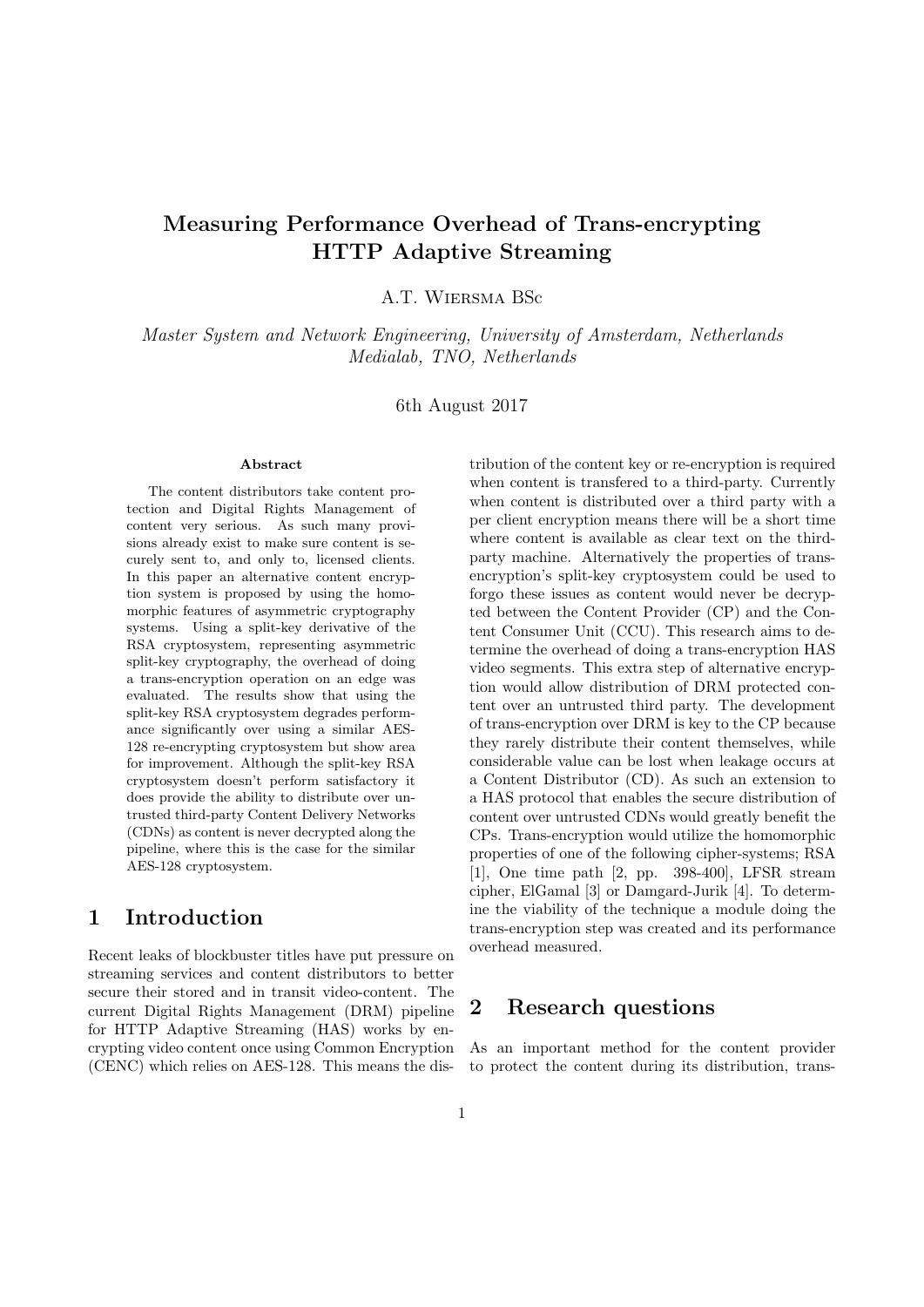# Measuring Performance Overhead of Trans-encrypting HTTP Adaptive Streaming

A.T. Wiersma BSc

*Master System and Network Engineering, University of Amsterdam, Netherlands*
*Medialab, TNO, Netherlands*

6th August 2017

### Abstract

The content distributors take content protection and Digital Rights Management of content very serious. As such many provisions already exist to make sure content is securely sent to, and only to, licensed clients. In this paper an alternative content encryption system is proposed by using the homomorphic features of asymmetric cryptography systems. Using a split-key derivative of the RSA cryptosystem, representing asymmetric split-key cryptography, the overhead of doing a trans-encryption operation on an edge was evaluated. The results show that using the split-key RSA cryptosystem degrades performance significantly over using a similar AES-128 re-encrypting cryptosystem but show area for improvement. Although the split-key RSA cryptosystem doesn't perform satisfactory it does provide the ability to distribute over untrusted third-party Content Delivery Networks (CDNs) as content is never decrypted along the pipeline, where this is the case for the similar AES-128 cryptosystem.

## 1 Introduction

Recent leaks of blockbuster titles have put pressure on streaming services and content distributors to better secure their stored and in transit video-content. The current Digital Rights Management (DRM) pipeline for HTTP Adaptive Streaming (HAS) works by encrypting video content once using Common Encryption (CENC) which relies on AES-128. This means the distribution of the content key or re-encryption is required when content is transfered to a third-party. Currently when content is distributed over a third party with a per client encryption means there will be a short time where content is available as clear text on the third-party machine. Alternatively the properties of trans-encryption's split-key cryptosystem could be used to forgo these issues as content would never be decrypted between the Content Provider (CP) and the Content Consumer Unit (CCU). This research aims to determine the overhead of doing a trans-encryption HAS video segments. This extra step of alternative encryption would allow distribution of DRM protected content over an untrusted third party. The development of trans-encryption over DRM is key to the CP because they rarely distribute their content themselves, while considerable value can be lost when leakage occurs at a Content Distributor (CD). As such an extension to a HAS protocol that enables the secure distribution of content over untrusted CDNs would greatly benefit the CPs. Trans-encryption would utilize the homomorphic properties of one of the following cipher-systems; RSA [1], One time path [2, pp. 398-400], LFSR stream cipher, ElGamal [3] or Damgard-Jurik [4]. To determine the viability of the technique a module doing the trans-encryption step was created and its performance overhead measured.

## 2 Research questions

As an important method for the content provider to protect the content during its distribution, trans-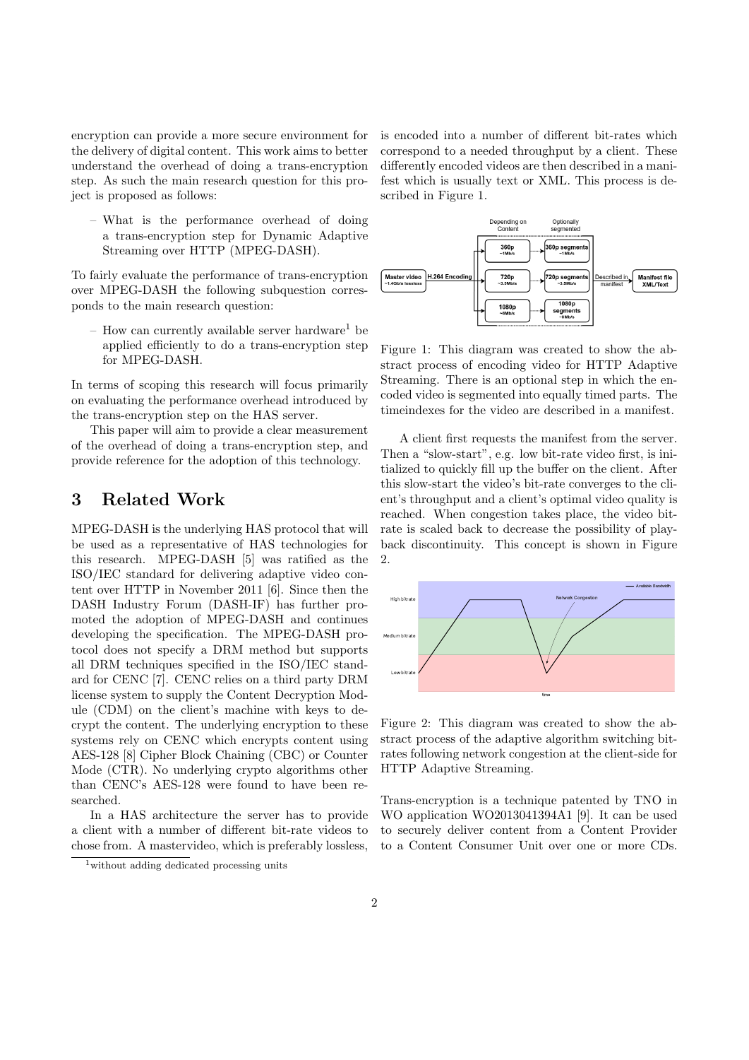encryption can provide a more secure environment for the delivery of digital content. This work aims to better understand the overhead of doing a trans-encryption step. As such the main research question for this project is proposed as follows:

- What is the performance overhead of doing a trans-encryption step for Dynamic Adaptive Streaming over HTTP (MPEG-DASH).

To fairly evaluate the performance of trans-encryption over MPEG-DASH the following subquestion corresponds to the main research question:

- How can currently available server hardware[1] be applied efficiently to do a trans-encryption step for MPEG-DASH.

In terms of scoping this research will focus primarily on evaluating the performance overhead introduced by the trans-encryption step on the HAS server.

This paper will aim to provide a clear measurement of the overhead of doing a trans-encryption step, and provide reference for the adoption of this technology.

# 3 Related Work

MPEG-DASH is the underlying HAS protocol that will be used as a representative of HAS technologies for this research. MPEG-DASH [5] was ratified as the ISO/IEC standard for delivering adaptive video content over HTTP in November 2011 [6]. Since then the DASH Industry Forum (DASH-IF) has further promoted the adoption of MPEG-DASH and continues developing the specification. The MPEG-DASH protocol does not specify a DRM method but supports all DRM techniques specified in the ISO/IEC standard for CENC [7]. CENC relies on a third party DRM license system to supply the Content Decryption Module (CDM) on the client's machine with keys to decrypt the content. The underlying encryption to these systems rely on CENC which encrypts content using AES-128 [8] Cipher Block Chaining (CBC) or Counter Mode (CTR). No underlying crypto algorithms other than CENC's AES-128 were found to have been researched.

In a HAS architecture the server has to provide a client with a number of different bit-rate videos to chose from. A mastervideo, which is preferably lossless, is encoded into a number of different bit-rates which correspond to a needed throughput by a client. These differently encoded videos are then described in a manifest which is usually text or XML. This process is described in Figure 1.

Figure 1: This diagram was created to show the abstract process of encoding video for HTTP Adaptive Streaming. There is an optional step in which the encoded video is segmented into equally timed parts. The timeindexes for the video are described in a manifest.

A client first requests the manifest from the server. Then a "slow-start", e.g. low bit-rate video first, is initialized to quickly fill up the buffer on the client. After this slow-start the video's bit-rate converges to the client's throughput and a client's optimal video quality is reached. When congestion takes place, the video bitrate is scaled back to decrease the possibility of playback discontinuity. This concept is shown in Figure 2.

Figure 2: This diagram was created to show the abstract process of the adaptive algorithm switching bitrates following network congestion at the client-side for HTTP Adaptive Streaming.

Trans-encryption is a technique patented by TNO in WO application WO2013041394A1 [9]. It can be used to securely deliver content from a Content Provider to a Content Consumer Unit over one or more CDs.

[1] without adding dedicated processing units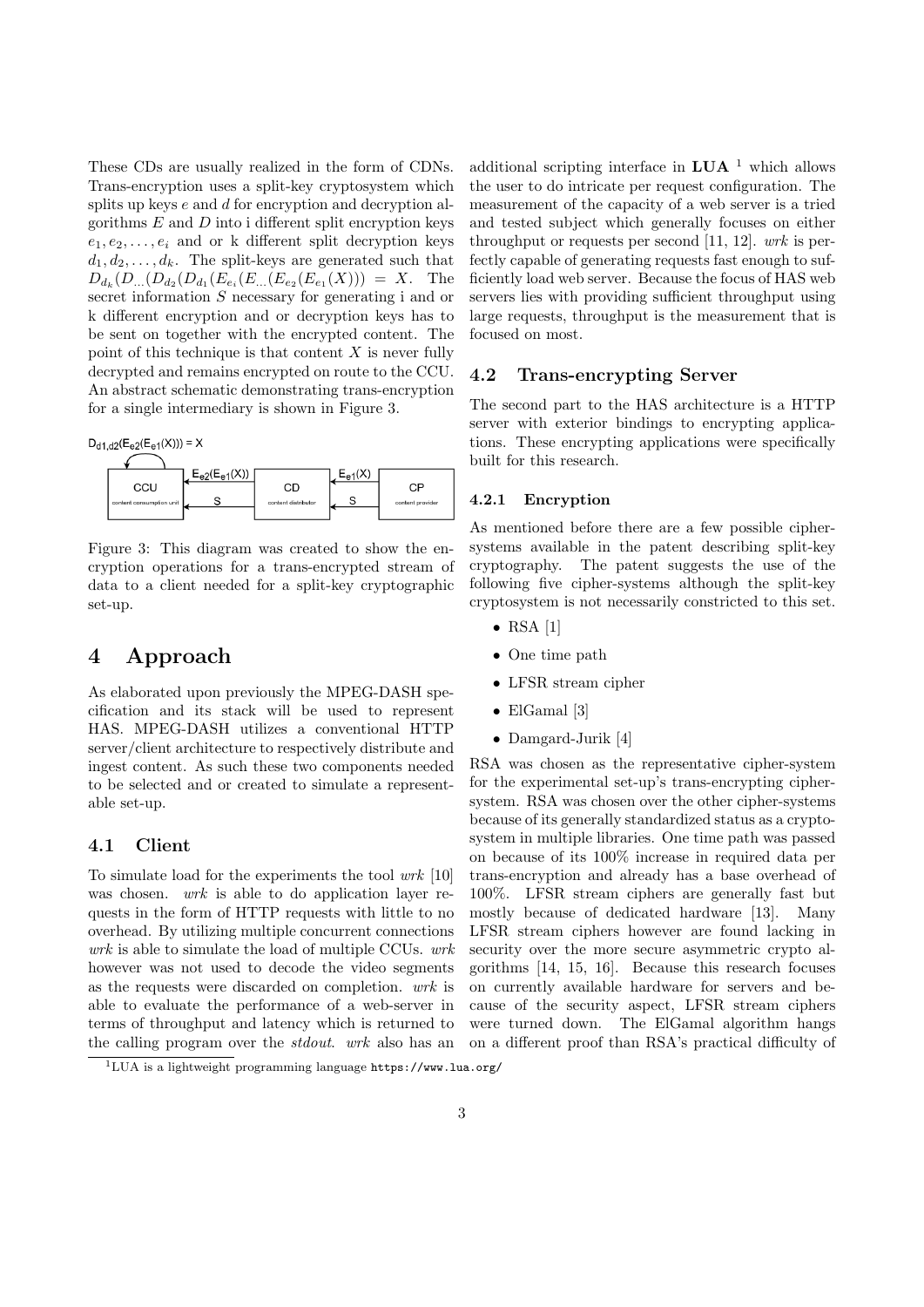These CDs are usually realized in the form of CDNs. Trans-encryption uses a split-key cryptosystem which splits up keys $e$ and $d$ for encryption and decryption algorithms $E$ and $D$ into i different split encryption keys $e_1, e_2, \ldots, e_i$ and or k different split decryption keys $d_1, d_2, \ldots, d_k$. The split-keys are generated such that $D_{d_k}(D_{\ldots}(D_{d_2}(D_{d_1}(E_{e_i}(E_{\ldots}(E_{e_2}(E_{e_1}(X))) = X$. The secret information $S$ necessary for generating i and or k different encryption and or decryption keys has to be sent on together with the encrypted content. The point of this technique is that content $X$ is never fully decrypted and remains encrypted on route to the CCU. An abstract schematic demonstrating trans-encryption for a single intermediary is shown in Figure 3.

$D_{d1,d2}(E_{e2}(E_{e1}(X))) = X$

| CCU (content consumption unit) | ← $E_{e2}(E_{e1}(X))$ / ← S | CD (content distributor) | ← $E_{e1}(X)$ / ← S | CP (content provider) |
|---|---|---|---|---|

Figure 3: This diagram was created to show the encryption operations for a trans-encrypted stream of data to a client needed for a split-key cryptographic set-up.

# 4 Approach

As elaborated upon previously the MPEG-DASH specification and its stack will be used to represent HAS. MPEG-DASH utilizes a conventional HTTP server/client architecture to respectively distribute and ingest content. As such these two components needed to be selected and or created to simulate a representable set-up.

## 4.1 Client

To simulate load for the experiments the tool *wrk* [10] was chosen. *wrk* is able to do application layer requests in the form of HTTP requests with little to no overhead. By utilizing multiple concurrent connections *wrk* is able to simulate the load of multiple CCUs. *wrk* however was not used to decode the video segments as the requests were discarded on completion. *wrk* is able to evaluate the performance of a web-server in terms of throughput and latency which is returned to the calling program over the *stdout*. *wrk* also has an additional scripting interface in **LUA** [1] which allows the user to do intricate per request configuration. The measurement of the capacity of a web server is a tried and tested subject which generally focuses on either throughput or requests per second [11, 12]. *wrk* is perfectly capable of generating requests fast enough to sufficiently load web server. Because the focus of HAS web servers lies with providing sufficient throughput using large requests, throughput is the measurement that is focused on most.

## 4.2 Trans-encrypting Server

The second part to the HAS architecture is a HTTP server with exterior bindings to encrypting applications. These encrypting applications were specifically built for this research.

### 4.2.1 Encryption

As mentioned before there are a few possible cipher-systems available in the patent describing split-key cryptography. The patent suggests the use of the following five cipher-systems although the split-key cryptosystem is not necessarily constricted to this set.

- RSA [1]
- One time path
- LFSR stream cipher
- ElGamal [3]
- Damgard-Jurik [4]

RSA was chosen as the representative cipher-system for the experimental set-up's trans-encrypting cipher-system. RSA was chosen over the other cipher-systems because of its generally standardized status as a cryptosystem in multiple libraries. One time path was passed on because of its 100% increase in required data per trans-encryption and already has a base overhead of 100%. LFSR stream ciphers are generally fast but mostly because of dedicated hardware [13]. Many LFSR stream ciphers however are found lacking in security over the more secure asymmetric crypto algorithms [14, 15, 16]. Because this research focuses on currently available hardware for servers and because of the security aspect, LFSR stream ciphers were turned down. The ElGamal algorithm hangs on a different proof than RSA's practical difficulty of

[1] LUA is a lightweight programming language https://www.lua.org/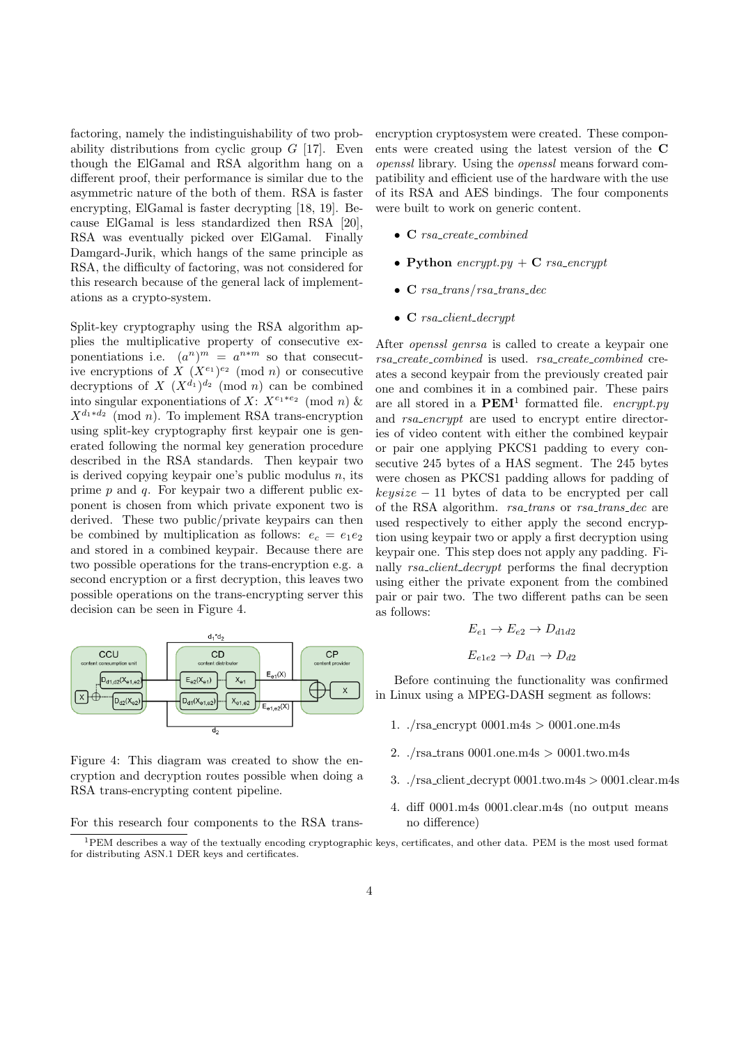factoring, namely the indistinguishability of two probability distributions from cyclic group $G$ [17]. Even though the ElGamal and RSA algorithm hang on a different proof, their performance is similar due to the asymmetric nature of the both of them. RSA is faster encrypting, ElGamal is faster decrypting [18, 19]. Because ElGamal is less standardized then RSA [20], RSA was eventually picked over ElGamal. Finally Damgard-Jurik, which hangs of the same principle as RSA, the difficulty of factoring, was not considered for this research because of the general lack of implementations as a crypto-system.

Split-key cryptography using the RSA algorithm applies the multiplicative property of consecutive exponentiations i.e. $(a^n)^m = a^{n*m}$ so that consecutive encryptions of $X$ $(X^{e_1})^{e_2} \pmod{n}$ or consecutive decryptions of $X$ $(X^{d_1})^{d_2} \pmod{n}$ can be combined into singular exponentiations of $X$: $X^{e_1*e_2} \pmod{n}$ & $X^{d_1*d_2} \pmod{n}$. To implement RSA trans-encryption using split-key cryptography first keypair one is generated following the normal key generation procedure described in the RSA standards. Then keypair two is derived copying keypair one's public modulus $n$, its prime $p$ and $q$. For keypair two a different public exponent is chosen from which private exponent two is derived. These two public/private keypairs can then be combined by multiplication as follows: $e_c = e_1 e_2$ and stored in a combined keypair. Because there are two possible operations for the trans-encryption e.g. a second encryption or a first decryption, this leaves two possible operations on the trans-encrypting server this decision can be seen in Figure 4.

Figure 4: This diagram was created to show the encryption and decryption routes possible when doing a RSA trans-encrypting content pipeline.

For this research four components to the RSA trans-encryption cryptosystem were created. These components were created using the latest version of the **C** *openssl* library. Using the *openssl* means forward compatibility and efficient use of the hardware with the use of its RSA and AES bindings. The four components were built to work on generic content.

- **C** *rsa_create_combined*
- **Python** *encrypt.py* + **C** *rsa_encrypt*
- **C** *rsa_trans*/*rsa_trans_dec*
- **C** *rsa_client_decrypt*

After *openssl genrsa* is called to create a keypair one *rsa_create_combined* is used. *rsa_create_combined* creates a second keypair from the previously created pair one and combines it in a combined pair. These pairs are all stored in a **PEM**[1] formatted file. *encrypt.py* and *rsa_encrypt* are used to encrypt entire directories of video content with either the combined keypair or pair one applying PKCS1 padding to every consecutive 245 bytes of a HAS segment. The 245 bytes were chosen as PKCS1 padding allows for padding of *keysize* − 11 bytes of data to be encrypted per call of the RSA algorithm. *rsa_trans* or *rsa_trans_dec* are used respectively to either apply the second encryption using keypair two or apply a first decryption using keypair one. This step does not apply any padding. Finally *rsa_client_decrypt* performs the final decryption using either the private exponent from the combined pair or pair two. The two different paths can be seen as follows:

$$E_{e1} \rightarrow E_{e2} \rightarrow D_{d1d2}$$

$$E_{e1e2} \rightarrow D_{d1} \rightarrow D_{d2}$$

Before continuing the functionality was confirmed in Linux using a MPEG-DASH segment as follows:

1. ./rsa_encrypt 0001.m4s > 0001.one.m4s
2. ./rsa_trans 0001.one.m4s > 0001.two.m4s
3. ./rsa_client_decrypt 0001.two.m4s > 0001.clear.m4s
4. diff 0001.m4s 0001.clear.m4s (no output means no difference)

[1] PEM describes a way of the textually encoding cryptographic keys, certificates, and other data. PEM is the most used format for distributing ASN.1 DER keys and certificates.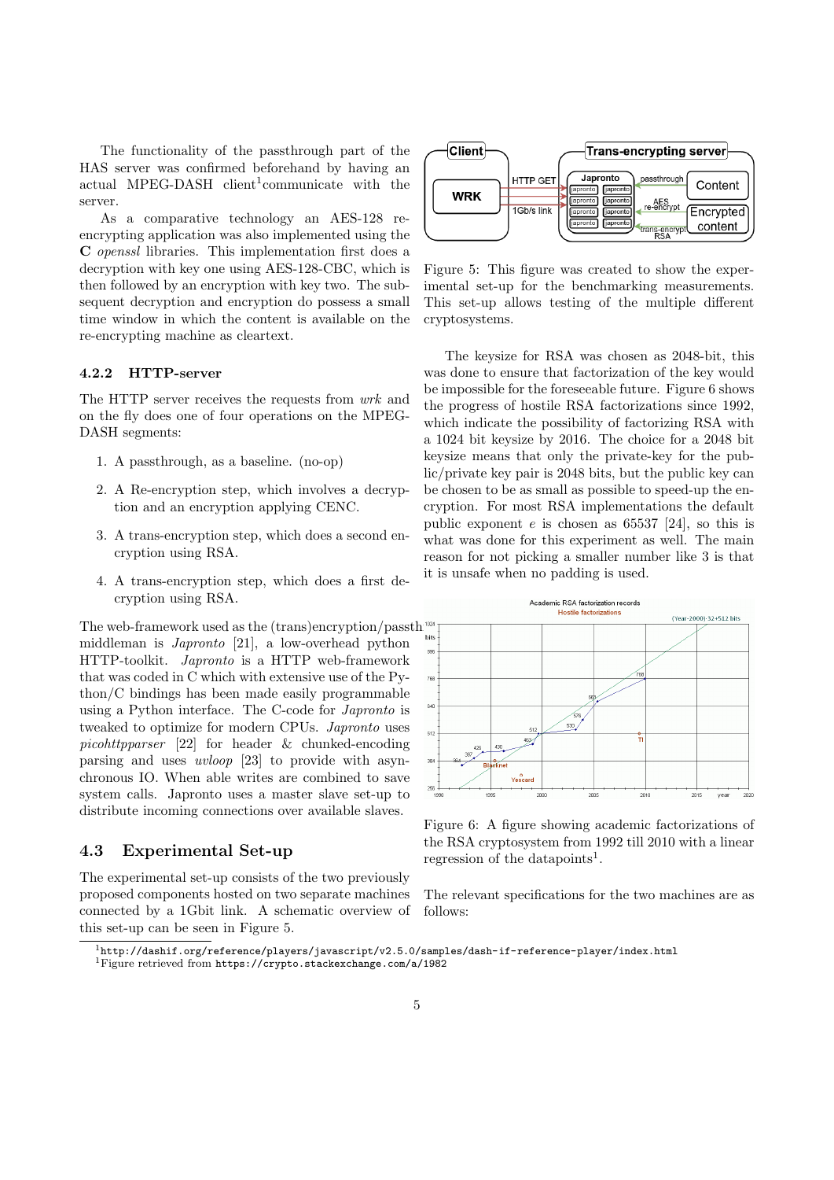The functionality of the passthrough part of the HAS server was confirmed beforehand by having an actual MPEG-DASH client[1]communicate with the server.

As a comparative technology an AES-128 re-encrypting application was also implemented using the **C** *openssl* libraries. This implementation first does a decryption with key one using AES-128-CBC, which is then followed by an encryption with key two. The subsequent decryption and encryption do possess a small time window in which the content is available on the re-encrypting machine as cleartext.

### 4.2.2 HTTP-server

The HTTP server receives the requests from *wrk* and on the fly does one of four operations on the MPEG-DASH segments:

1. A passthrough, as a baseline. (no-op)
2. A Re-encryption step, which involves a decryption and an encryption applying CENC.
3. A trans-encryption step, which does a second encryption using RSA.
4. A trans-encryption step, which does a first decryption using RSA.

The web-framework used as the (trans)encryption/passthrough middleman is *Japronto* [21], a low-overhead python HTTP-toolkit. *Japronto* is a HTTP web-framework that was coded in C which with extensive use of the Python/C bindings has been made easily programmable using a Python interface. The C-code for *Japronto* is tweaked to optimize for modern CPUs. *Japronto* uses *picohttpparser* [22] for header & chunked-encoding parsing and uses *uvloop* [23] to provide with asynchronous IO. When able writes are combined to save system calls. Japronto uses a master slave set-up to distribute incoming connections over available slaves.

## 4.3 Experimental Set-up

The experimental set-up consists of the two previously proposed components hosted on two separate machines connected by a 1Gbit link. A schematic overview of this set-up can be seen in Figure 5.

Figure 5: This figure was created to show the experimental set-up for the benchmarking measurements. This set-up allows testing of the multiple different cryptosystems.

The keysize for RSA was chosen as 2048-bit, this was done to ensure that factorization of the key would be impossible for the foreseeable future. Figure 6 shows the progress of hostile RSA factorizations since 1992, which indicate the possibility of factorizing RSA with a 1024 bit keysize by 2016. The choice for a 2048 bit keysize means that only the private-key for the public/private key pair is 2048 bits, but the public key can be chosen to be as small as possible to speed-up the encryption. For most RSA implementations the default public exponent $e$ is chosen as 65537 [24], so this is what was done for this experiment as well. The main reason for not picking a smaller number like 3 is that it is unsafe when no padding is used.

Figure 6: A figure showing academic factorizations of the RSA cryptosystem from 1992 till 2010 with a linear regression of the datapoints[1].

The relevant specifications for the two machines are as follows:

[1] http://dashif.org/reference/players/javascript/v2.5.0/samples/dash-if-reference-player/index.html

[1] Figure retrieved from https://crypto.stackexchange.com/a/1982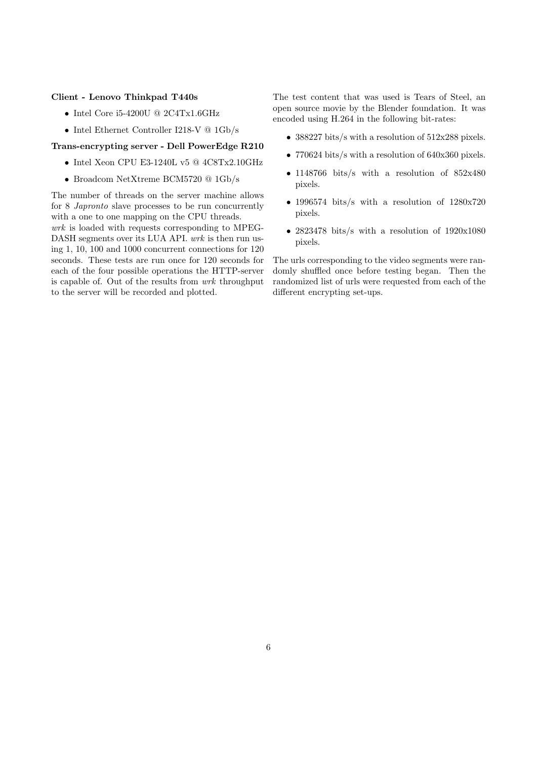**Client - Lenovo Thinkpad T440s**

- Intel Core i5-4200U @ 2C4Tx1.6GHz
- Intel Ethernet Controller I218-V @ 1Gb/s

**Trans-encrypting server - Dell PowerEdge R210**

- Intel Xeon CPU E3-1240L v5 @ 4C8Tx2.10GHz
- Broadcom NetXtreme BCM5720 @ 1Gb/s

The number of threads on the server machine allows for 8 *Japronto* slave processes to be run concurrently with a one to one mapping on the CPU threads.
*wrk* is loaded with requests corresponding to MPEG-DASH segments over its LUA API. *wrk* is then run using 1, 10, 100 and 1000 concurrent connections for 120 seconds. These tests are run once for 120 seconds for each of the four possible operations the HTTP-server is capable of. Out of the results from *wrk* throughput to the server will be recorded and plotted.

The test content that was used is Tears of Steel, an open source movie by the Blender foundation. It was encoded using H.264 in the following bit-rates:

- 388227 bits/s with a resolution of 512x288 pixels.
- 770624 bits/s with a resolution of 640x360 pixels.
- 1148766 bits/s with a resolution of 852x480 pixels.
- 1996574 bits/s with a resolution of 1280x720 pixels.
- 2823478 bits/s with a resolution of 1920x1080 pixels.

The urls corresponding to the video segments were randomly shuffled once before testing began. Then the randomized list of urls were requested from each of the different encrypting set-ups.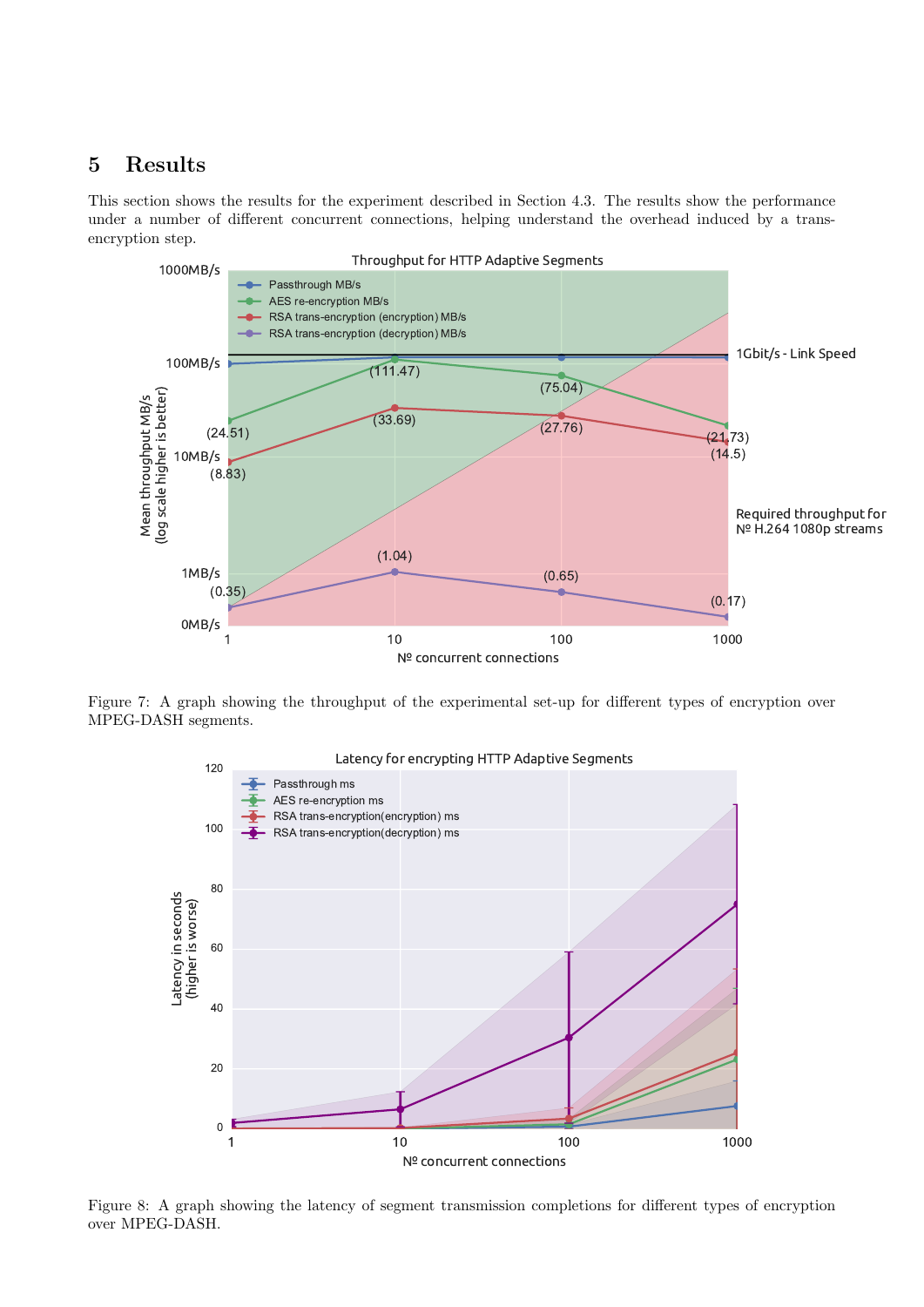## 5 Results

This section shows the results for the experiment described in Section 4.3. The results show the performance under a number of different concurrent connections, helping understand the overhead induced by a trans-encryption step.

Figure 7: A graph showing the throughput of the experimental set-up for different types of encryption over MPEG-DASH segments.

Figure 8: A graph showing the latency of segment transmission completions for different types of encryption over MPEG-DASH.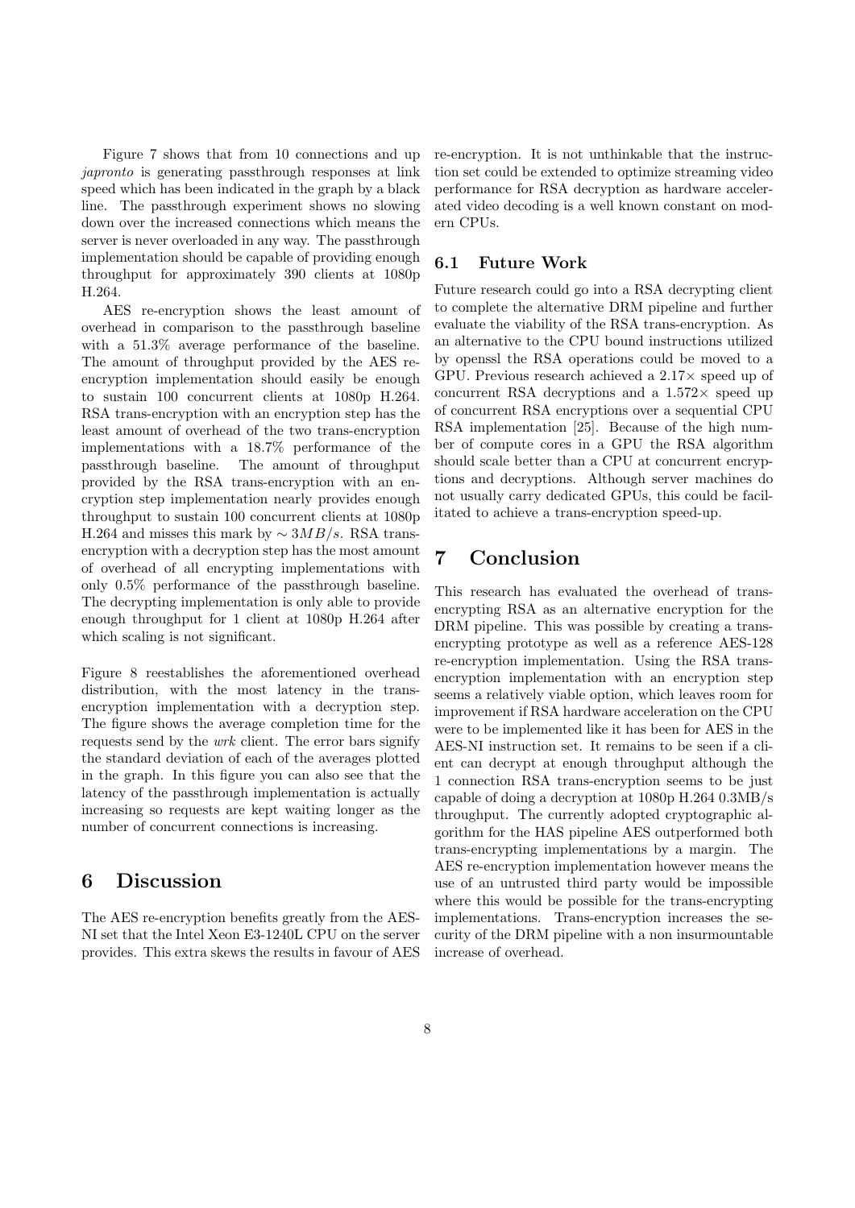Figure 7 shows that from 10 connections and up *japronto* is generating passthrough responses at link speed which has been indicated in the graph by a black line. The passthrough experiment shows no slowing down over the increased connections which means the server is never overloaded in any way. The passthrough implementation should be capable of providing enough throughput for approximately 390 clients at 1080p H.264.

AES re-encryption shows the least amount of overhead in comparison to the passthrough baseline with a 51.3% average performance of the baseline. The amount of throughput provided by the AES re-encryption implementation should easily be enough to sustain 100 concurrent clients at 1080p H.264. RSA trans-encryption with an encryption step has the least amount of overhead of the two trans-encryption implementations with a 18.7% performance of the passthrough baseline. The amount of throughput provided by the RSA trans-encryption with an encryption step implementation nearly provides enough throughput to sustain 100 concurrent clients at 1080p H.264 and misses this mark by $\sim 3MB/s$. RSA trans-encryption with a decryption step has the most amount of overhead of all encrypting implementations with only 0.5% performance of the passthrough baseline. The decrypting implementation is only able to provide enough throughput for 1 client at 1080p H.264 after which scaling is not significant.

Figure 8 reestablishes the aforementioned overhead distribution, with the most latency in the trans-encryption implementation with a decryption step. The figure shows the average completion time for the requests send by the *wrk* client. The error bars signify the standard deviation of each of the averages plotted in the graph. In this figure you can also see that the latency of the passthrough implementation is actually increasing so requests are kept waiting longer as the number of concurrent connections is increasing.

# 6 Discussion

The AES re-encryption benefits greatly from the AES-NI set that the Intel Xeon E3-1240L CPU on the server provides. This extra skews the results in favour of AES re-encryption. It is not unthinkable that the instruction set could be extended to optimize streaming video performance for RSA decryption as hardware accelerated video decoding is a well known constant on modern CPUs.

## 6.1 Future Work

Future research could go into a RSA decrypting client to complete the alternative DRM pipeline and further evaluate the viability of the RSA trans-encryption. As an alternative to the CPU bound instructions utilized by openssl the RSA operations could be moved to a GPU. Previous research achieved a 2.17× speed up of concurrent RSA decryptions and a 1.572× speed up of concurrent RSA encryptions over a sequential CPU RSA implementation [25]. Because of the high number of compute cores in a GPU the RSA algorithm should scale better than a CPU at concurrent encryptions and decryptions. Although server machines do not usually carry dedicated GPUs, this could be facilitated to achieve a trans-encryption speed-up.

# 7 Conclusion

This research has evaluated the overhead of trans-encrypting RSA as an alternative encryption for the DRM pipeline. This was possible by creating a trans-encrypting prototype as well as a reference AES-128 re-encryption implementation. Using the RSA trans-encryption implementation with an encryption step seems a relatively viable option, which leaves room for improvement if RSA hardware acceleration on the CPU were to be implemented like it has been for AES in the AES-NI instruction set. It remains to be seen if a client can decrypt at enough throughput although the 1 connection RSA trans-encryption seems to be just capable of doing a decryption at 1080p H.264 0.3MB/s throughput. The currently adopted cryptographic algorithm for the HAS pipeline AES outperformed both trans-encrypting implementations by a margin. The AES re-encryption implementation however means the use of an untrusted third party would be impossible where this would be possible for the trans-encrypting implementations. Trans-encryption increases the security of the DRM pipeline with a non insurmountable increase of overhead.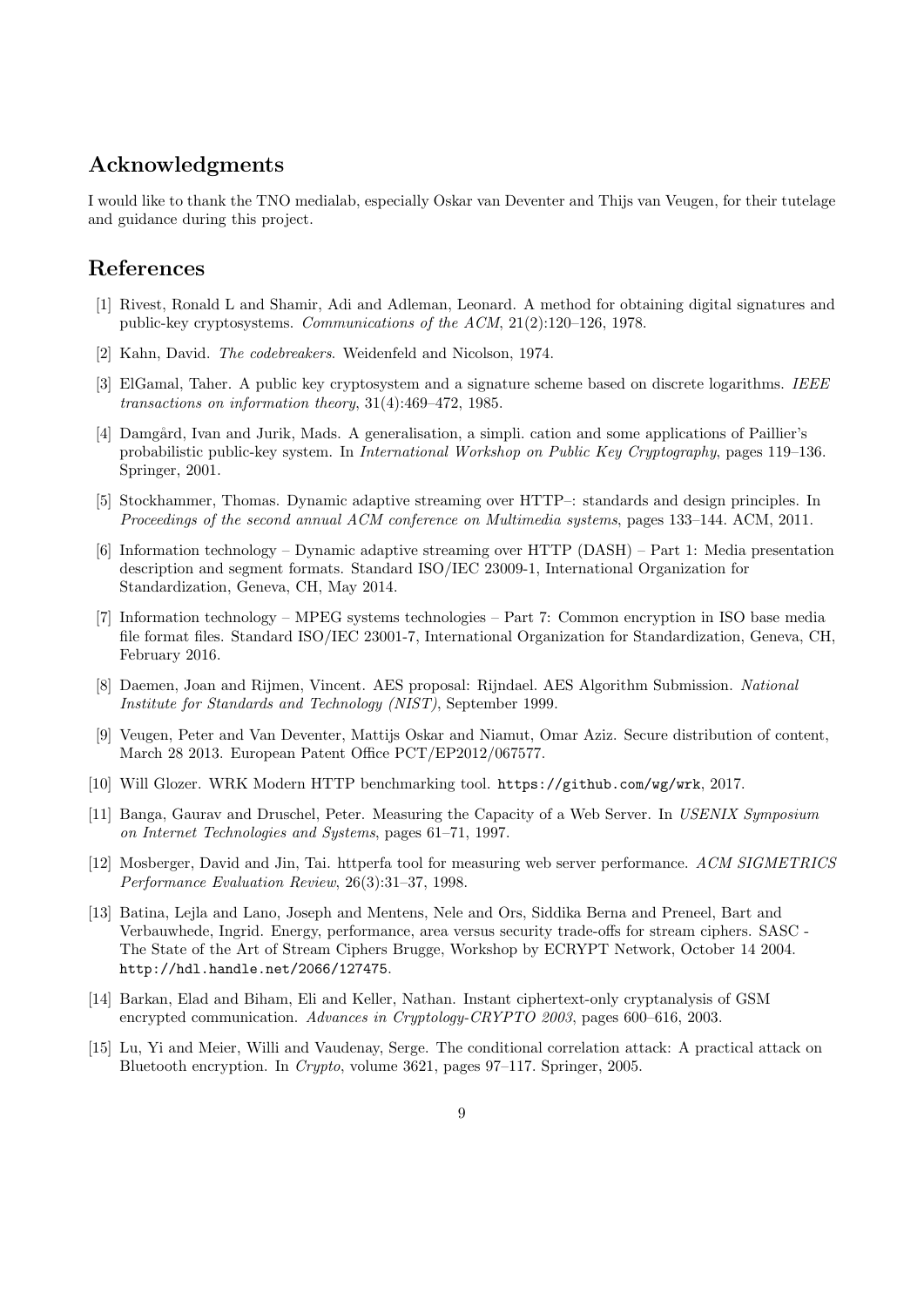## Acknowledgments

I would like to thank the TNO medialab, especially Oskar van Deventer and Thijs van Veugen, for their tutelage and guidance during this project.

## References

[1] Rivest, Ronald L and Shamir, Adi and Adleman, Leonard. A method for obtaining digital signatures and public-key cryptosystems. *Communications of the ACM*, 21(2):120–126, 1978.

[2] Kahn, David. *The codebreakers*. Weidenfeld and Nicolson, 1974.

[3] ElGamal, Taher. A public key cryptosystem and a signature scheme based on discrete logarithms. *IEEE transactions on information theory*, 31(4):469–472, 1985.

[4] Damgård, Ivan and Jurik, Mads. A generalisation, a simpli. cation and some applications of Paillier's probabilistic public-key system. In *International Workshop on Public Key Cryptography*, pages 119–136. Springer, 2001.

[5] Stockhammer, Thomas. Dynamic adaptive streaming over HTTP–: standards and design principles. In *Proceedings of the second annual ACM conference on Multimedia systems*, pages 133–144. ACM, 2011.

[6] Information technology – Dynamic adaptive streaming over HTTP (DASH) – Part 1: Media presentation description and segment formats. Standard ISO/IEC 23009-1, International Organization for Standardization, Geneva, CH, May 2014.

[7] Information technology – MPEG systems technologies – Part 7: Common encryption in ISO base media file format files. Standard ISO/IEC 23001-7, International Organization for Standardization, Geneva, CH, February 2016.

[8] Daemen, Joan and Rijmen, Vincent. AES proposal: Rijndael. AES Algorithm Submission. *National Institute for Standards and Technology (NIST)*, September 1999.

[9] Veugen, Peter and Van Deventer, Mattijs Oskar and Niamut, Omar Aziz. Secure distribution of content, March 28 2013. European Patent Office PCT/EP2012/067577.

[10] Will Glozer. WRK Modern HTTP benchmarking tool. `https://github.com/wg/wrk`, 2017.

[11] Banga, Gaurav and Druschel, Peter. Measuring the Capacity of a Web Server. In *USENIX Symposium on Internet Technologies and Systems*, pages 61–71, 1997.

[12] Mosberger, David and Jin, Tai. httperfa tool for measuring web server performance. *ACM SIGMETRICS Performance Evaluation Review*, 26(3):31–37, 1998.

[13] Batina, Lejla and Lano, Joseph and Mentens, Nele and Ors, Siddika Berna and Preneel, Bart and Verbauwhede, Ingrid. Energy, performance, area versus security trade-offs for stream ciphers. SASC - The State of the Art of Stream Ciphers Brugge, Workshop by ECRYPT Network, October 14 2004. `http://hdl.handle.net/2066/127475`.

[14] Barkan, Elad and Biham, Eli and Keller, Nathan. Instant ciphertext-only cryptanalysis of GSM encrypted communication. *Advances in Cryptology-CRYPTO 2003*, pages 600–616, 2003.

[15] Lu, Yi and Meier, Willi and Vaudenay, Serge. The conditional correlation attack: A practical attack on Bluetooth encryption. In *Crypto*, volume 3621, pages 97–117. Springer, 2005.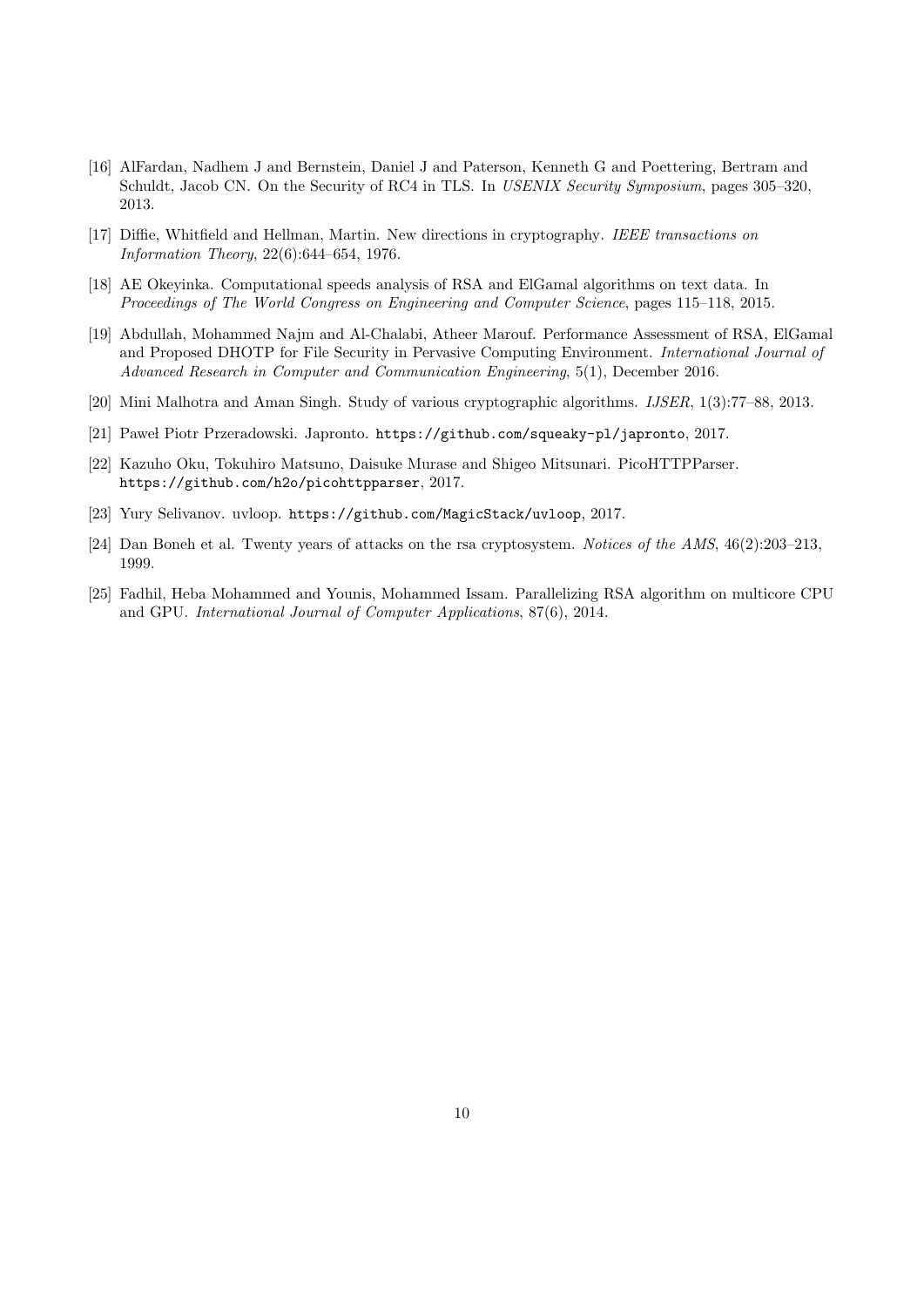[16] AlFardan, Nadhem J and Bernstein, Daniel J and Paterson, Kenneth G and Poettering, Bertram and Schuldt, Jacob CN. On the Security of RC4 in TLS. In *USENIX Security Symposium*, pages 305–320, 2013.

[17] Diffie, Whitfield and Hellman, Martin. New directions in cryptography. *IEEE transactions on Information Theory*, 22(6):644–654, 1976.

[18] AE Okeyinka. Computational speeds analysis of RSA and ElGamal algorithms on text data. In *Proceedings of The World Congress on Engineering and Computer Science*, pages 115–118, 2015.

[19] Abdullah, Mohammed Najm and Al-Chalabi, Atheer Marouf. Performance Assessment of RSA, ElGamal and Proposed DHOTP for File Security in Pervasive Computing Environment. *International Journal of Advanced Research in Computer and Communication Engineering*, 5(1), December 2016.

[20] Mini Malhotra and Aman Singh. Study of various cryptographic algorithms. *IJSER*, 1(3):77–88, 2013.

[21] Paweł Piotr Przeradowski. Japronto. `https://github.com/squeaky-pl/japronto`, 2017.

[22] Kazuho Oku, Tokuhiro Matsuno, Daisuke Murase and Shigeo Mitsunari. PicoHTTPParser. `https://github.com/h2o/picohttpparser`, 2017.

[23] Yury Selivanov. uvloop. `https://github.com/MagicStack/uvloop`, 2017.

[24] Dan Boneh et al. Twenty years of attacks on the rsa cryptosystem. *Notices of the AMS*, 46(2):203–213, 1999.

[25] Fadhil, Heba Mohammed and Younis, Mohammed Issam. Parallelizing RSA algorithm on multicore CPU and GPU. *International Journal of Computer Applications*, 87(6), 2014.